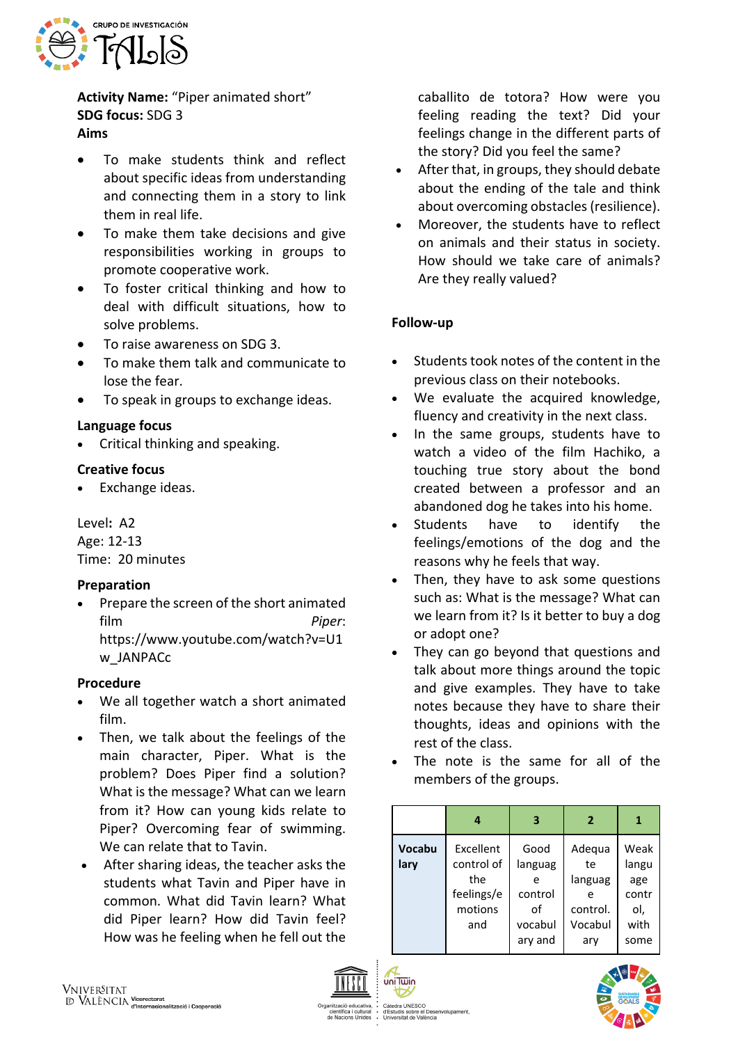**Activity Name:** "Piper animated short"
**SDG focus:** SDG 3
**Aims**

- To make students think and reflect about specific ideas from understanding and connecting them in a story to link them in real life.
- To make them take decisions and give responsibilities working in groups to promote cooperative work.
- To foster critical thinking and how to deal with difficult situations, how to solve problems.
- To raise awareness on SDG 3.
- To make them talk and communicate to lose the fear.
- To speak in groups to exchange ideas.

**Language focus**

- Critical thinking and speaking.

**Creative focus**

- Exchange ideas.

Level**:** A2
Age: 12-13
Time: 20 minutes

**Preparation**

- Prepare the screen of the short animated film *Piper*: https://www.youtube.com/watch?v=U1w_JANPACc

**Procedure**

- We all together watch a short animated film.
- Then, we talk about the feelings of the main character, Piper. What is the problem? Does Piper find a solution? What is the message? What can we learn from it? How can young kids relate to Piper? Overcoming fear of swimming. We can relate that to Tavin.
- After sharing ideas, the teacher asks the students what Tavin and Piper have in common. What did Tavin learn? What did Piper learn? How did Tavin feel? How was he feeling when he fell out the caballito de totora? How were you feeling reading the text? Did your feelings change in the different parts of the story? Did you feel the same?
- After that, in groups, they should debate about the ending of the tale and think about overcoming obstacles (resilience).
- Moreover, the students have to reflect on animals and their status in society. How should we take care of animals? Are they really valued?

**Follow-up**

- Students took notes of the content in the previous class on their notebooks.
- We evaluate the acquired knowledge, fluency and creativity in the next class.
- In the same groups, students have to watch a video of the film Hachiko, a touching true story about the bond created between a professor and an abandoned dog he takes into his home.
- Students have to identify the feelings/emotions of the dog and the reasons why he feels that way.
- Then, they have to ask some questions such as: What is the message? What can we learn from it? Is it better to buy a dog or adopt one?
- They can go beyond that questions and talk about more things around the topic and give examples. They have to take notes because they have to share their thoughts, ideas and opinions with the rest of the class.
- The note is the same for all of the members of the groups.

| | 4 | 3 | 2 | 1 |
|---|---|---|---|---|
| **Vocabulary** | Excellent control of the feelings/emotions and | Good language control of vocabulary and | Adequate language control. Vocabulary | Weak language control, with some |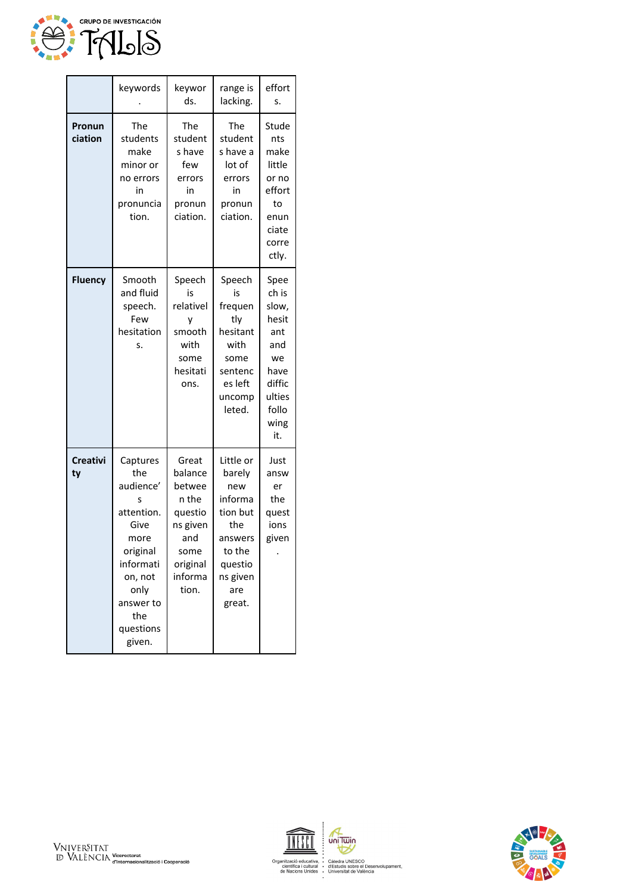| | | | | |
|---|---|---|---|---|
| | keywords. | keywords. | range is lacking. | efforts. |
| **Pronunciation** | The students make minor or no errors in pronunciation. | The students have few errors in pronunciation. | The students have a lot of errors in pronunciation. | Students make little or no effort to enunciate correctly. |
| **Fluency** | Smooth and fluid speech. Few hesitations. | Speech is relatively smooth with some hesitations. | Speech is frequently hesitant with some sentences left uncompleted. | Speech is slow, hesitant and we have difficulties following it. |
| **Creativity** | Captures the audience's attention. Give more original information, not only answer to the questions given. | Great balance between the questions given and some original information. | Little or barely new information but the answers to the questions given are great. | Just answer the questions given. |